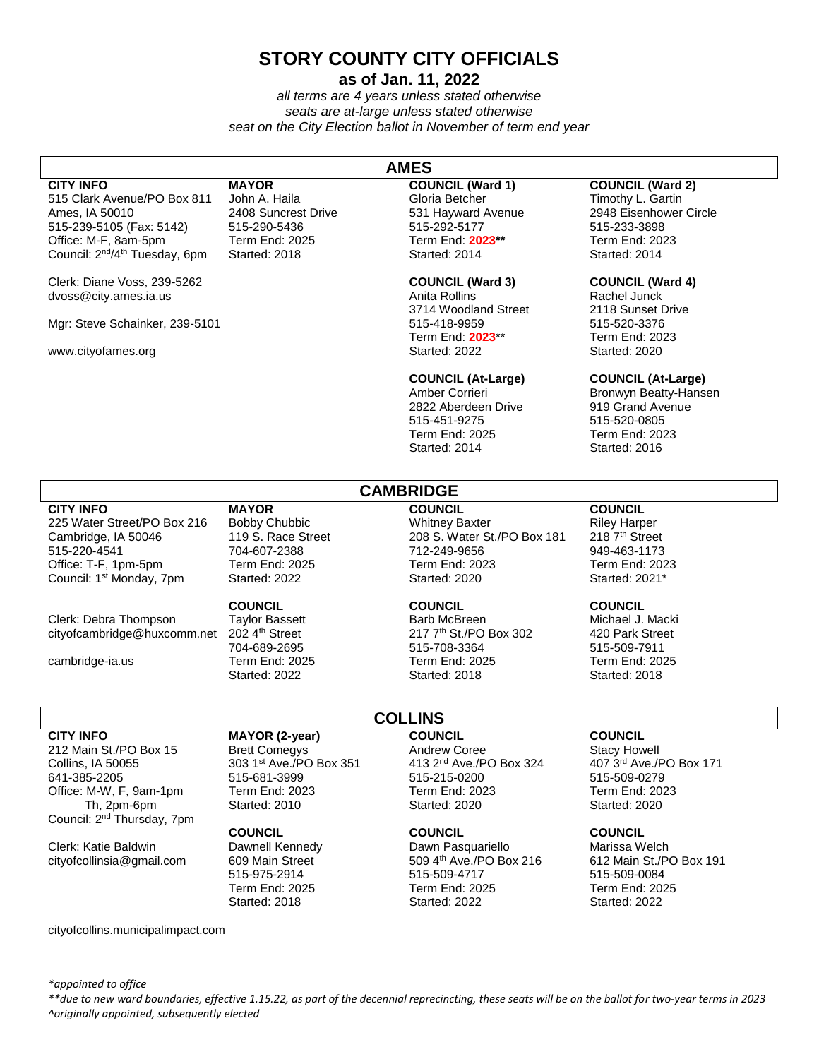# STORY COUNTY CITY OFFICIALS

## as of Jan. 11, 2022

*all terms are 4 years unless stated otherwise*
*seats are at-large unless stated otherwise*
*seat on the City Election ballot in November of term end year*

## AMES

| CITY INFO | MAYOR | COUNCIL (Ward 1) | COUNCIL (Ward 2) |
|---|---|---|---|
| 515 Clark Avenue/PO Box 811<br>Ames, IA 50010<br>515-239-5105 (Fax: 5142)<br>Office: M-F, 8am-5pm<br>Council: 2nd/4th Tuesday, 6pm | John A. Haila<br>2408 Suncrest Drive<br>515-290-5436<br>Term End: 2025<br>Started: 2018 | Gloria Betcher<br>531 Hayward Avenue<br>515-292-5177<br>Term End: **2023****<br>Started: 2014 | Timothy L. Gartin<br>2948 Eisenhower Circle<br>515-233-3898<br>Term End: 2023<br>Started: 2014 |
| Clerk: Diane Voss, 239-5262<br>dvoss@city.ames.ia.us<br><br>Mgr: Steve Schainker, 239-5101<br><br>www.cityofames.org | | **COUNCIL (Ward 3)**<br>Anita Rollins<br>3714 Woodland Street<br>515-418-9959<br>Term End: **2023****<br>Started: 2022 | **COUNCIL (Ward 4)**<br>Rachel Junck<br>2118 Sunset Drive<br>515-520-3376<br>Term End: 2023<br>Started: 2020 |
| | | **COUNCIL (At-Large)**<br>Amber Corrieri<br>2822 Aberdeen Drive<br>515-451-9275<br>Term End: 2025<br>Started: 2014 | **COUNCIL (At-Large)**<br>Bronwyn Beatty-Hansen<br>919 Grand Avenue<br>515-520-0805<br>Term End: 2023<br>Started: 2016 |

## CAMBRIDGE

| CITY INFO | MAYOR | COUNCIL | COUNCIL |
|---|---|---|---|
| 225 Water Street/PO Box 216<br>Cambridge, IA 50046<br>515-220-4541<br>Office: T-F, 1pm-5pm<br>Council: 1st Monday, 7pm | Bobby Chubbic<br>119 S. Race Street<br>704-607-2388<br>Term End: 2025<br>Started: 2022 | Whitney Baxter<br>208 S. Water St./PO Box 181<br>712-249-9656<br>Term End: 2023<br>Started: 2020 | Riley Harper<br>218 7th Street<br>949-463-1173<br>Term End: 2023<br>Started: 2021* |
| Clerk: Debra Thompson<br>cityofcambridge@huxcomm.net<br><br>cambridge-ia.us | **COUNCIL**<br>Taylor Bassett<br>202 4th Street<br>704-689-2695<br>Term End: 2025<br>Started: 2022 | **COUNCIL**<br>Barb McBreen<br>217 7th St./PO Box 302<br>515-708-3364<br>Term End: 2025<br>Started: 2018 | **COUNCIL**<br>Michael J. Macki<br>420 Park Street<br>515-509-7911<br>Term End: 2025<br>Started: 2018 |

## COLLINS

| CITY INFO | MAYOR (2-year) | COUNCIL | COUNCIL |
|---|---|---|---|
| 212 Main St./PO Box 15<br>Collins, IA 50055<br>641-385-2205<br>Office: M-W, F, 9am-1pm<br>Th, 2pm-6pm<br>Council: 2nd Thursday, 7pm | Brett Comegys<br>303 1st Ave./PO Box 351<br>515-681-3999<br>Term End: 2023<br>Started: 2010 | Andrew Coree<br>413 2nd Ave./PO Box 324<br>515-215-0200<br>Term End: 2023<br>Started: 2020 | Stacy Howell<br>407 3rd Ave./PO Box 171<br>515-509-0279<br>Term End: 2023<br>Started: 2020 |
| Clerk: Katie Baldwin<br>cityofcollinsia@gmail.com<br><br>cityofcollins.municipalimpact.com | **COUNCIL**<br>Dawnell Kennedy<br>609 Main Street<br>515-975-2914<br>Term End: 2025<br>Started: 2018 | **COUNCIL**<br>Dawn Pasquariello<br>509 4th Ave./PO Box 216<br>515-509-4717<br>Term End: 2025<br>Started: 2022 | **COUNCIL**<br>Marissa Welch<br>612 Main St./PO Box 191<br>515-509-0084<br>Term End: 2025<br>Started: 2022 |

*\*appointed to office*
*\*\*due to new ward boundaries, effective 1.15.22, as part of the decennial reprecincting, these seats will be on the ballot for two-year terms in 2023*
*^originally appointed, subsequently elected*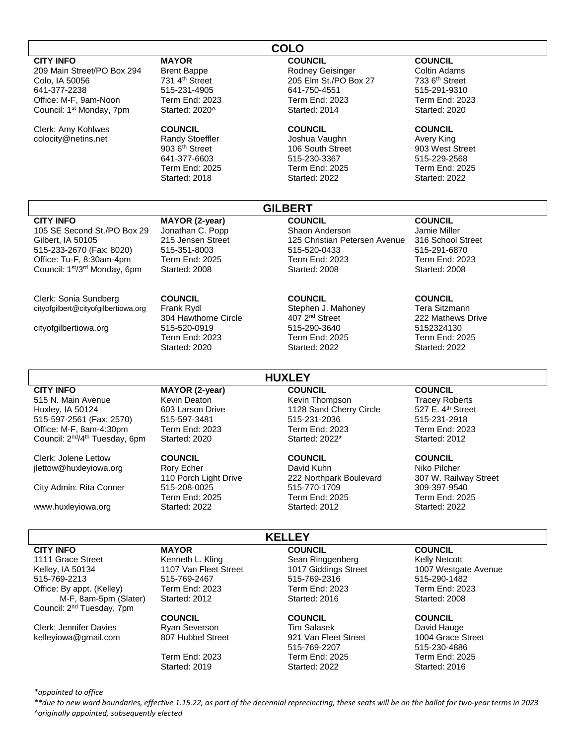## COLO

| CITY INFO | MAYOR | COUNCIL | COUNCIL |
|---|---|---|---|
| 209 Main Street/PO Box 294<br>Colo, IA 50056<br>641-377-2238<br>Office: M-F, 9am-Noon<br>Council: 1st Monday, 7pm | Brent Bappe<br>731 4th Street<br>515-231-4905<br>Term End: 2023<br>Started: 2020^ | Rodney Geisinger<br>205 Elm St./PO Box 27<br>641-750-4551<br>Term End: 2023<br>Started: 2014 | Coltin Adams<br>733 6th Street<br>515-291-9310<br>Term End: 2023<br>Started: 2020 |
| Clerk: Amy Kohlwes<br>colocity@netins.net | **COUNCIL**<br>Randy Stoeffler<br>903 6th Street<br>641-377-6603<br>Term End: 2025<br>Started: 2018 | **COUNCIL**<br>Joshua Vaughn<br>106 South Street<br>515-230-3367<br>Term End: 2025<br>Started: 2022 | **COUNCIL**<br>Avery King<br>903 West Street<br>515-229-2568<br>Term End: 2025<br>Started: 2022 |

## GILBERT

| CITY INFO | MAYOR (2-year) | COUNCIL | COUNCIL |
|---|---|---|---|
| 105 SE Second St./PO Box 29<br>Gilbert, IA 50105<br>515-233-2670 (Fax: 8020)<br>Office: Tu-F, 8:30am-4pm<br>Council: 1st/3rd Monday, 6pm | Jonathan C. Popp<br>215 Jensen Street<br>515-351-8003<br>Term End: 2025<br>Started: 2008 | Shaon Anderson<br>125 Christian Petersen Avenue<br>515-520-0433<br>Term End: 2023<br>Started: 2008 | Jamie Miller<br>316 School Street<br>515-291-6870<br>Term End: 2023<br>Started: 2008 |
| Clerk: Sonia Sundberg<br>cityofgilbert@cityofgilbertiowa.org<br>cityofgilbertiowa.org | **COUNCIL**<br>Frank Rydl<br>304 Hawthorne Circle<br>515-520-0919<br>Term End: 2023<br>Started: 2020 | **COUNCIL**<br>Stephen J. Mahoney<br>407 2nd Street<br>515-290-3640<br>Term End: 2025<br>Started: 2022 | **COUNCIL**<br>Tera Sitzmann<br>222 Mathews Drive<br>5152324130<br>Term End: 2025<br>Started: 2022 |

## HUXLEY

| CITY INFO | MAYOR (2-year) | COUNCIL | COUNCIL |
|---|---|---|---|
| 515 N. Main Avenue<br>Huxley, IA 50124<br>515-597-2561 (Fax: 2570)<br>Office: M-F, 8am-4:30pm<br>Council: 2nd/4th Tuesday, 6pm | Kevin Deaton<br>603 Larson Drive<br>515-597-3481<br>Term End: 2023<br>Started: 2020 | Kevin Thompson<br>1128 Sand Cherry Circle<br>515-231-2036<br>Term End: 2023<br>Started: 2022* | Tracey Roberts<br>527 E. 4th Street<br>515-231-2918<br>Term End: 2023<br>Started: 2012 |
| Clerk: Jolene Lettow<br>jlettow@huxleyiowa.org<br>City Admin: Rita Conner<br>www.huxleyiowa.org | **COUNCIL**<br>Rory Echer<br>110 Porch Light Drive<br>515-208-0025<br>Term End: 2025<br>Started: 2022 | **COUNCIL**<br>David Kuhn<br>222 Northpark Boulevard<br>515-770-1709<br>Term End: 2025<br>Started: 2012 | **COUNCIL**<br>Niko Pilcher<br>307 W. Railway Street<br>309-397-9540<br>Term End: 2025<br>Started: 2022 |

## KELLEY

| CITY INFO | MAYOR | COUNCIL | COUNCIL |
|---|---|---|---|
| 1111 Grace Street<br>Kelley, IA 50134<br>515-769-2213<br>Office: By appt. (Kelley)<br>M-F, 8am-5pm (Slater)<br>Council: 2nd Tuesday, 7pm | Kenneth L. Kling<br>1107 Van Fleet Street<br>515-769-2467<br>Term End: 2023<br>Started: 2012 | Sean Ringgenberg<br>1017 Giddings Street<br>515-769-2316<br>Term End: 2023<br>Started: 2016 | Kelly Netcott<br>1007 Westgate Avenue<br>515-290-1482<br>Term End: 2023<br>Started: 2008 |
| Clerk: Jennifer Davies<br>kelleyiowa@gmail.com | **COUNCIL**<br>Ryan Severson<br>807 Hubbel Street<br>Term End: 2023<br>Started: 2019 | **COUNCIL**<br>Tim Salasek<br>921 Van Fleet Street<br>515-769-2207<br>Term End: 2025<br>Started: 2022 | **COUNCIL**<br>David Hauge<br>1004 Grace Street<br>515-230-4886<br>Term End: 2025<br>Started: 2016 |

*\*appointed to office*
*\*\*due to new ward boundaries, effective 1.15.22, as part of the decennial reprecincting, these seats will be on the ballot for two-year terms in 2023*
*^originally appointed, subsequently elected*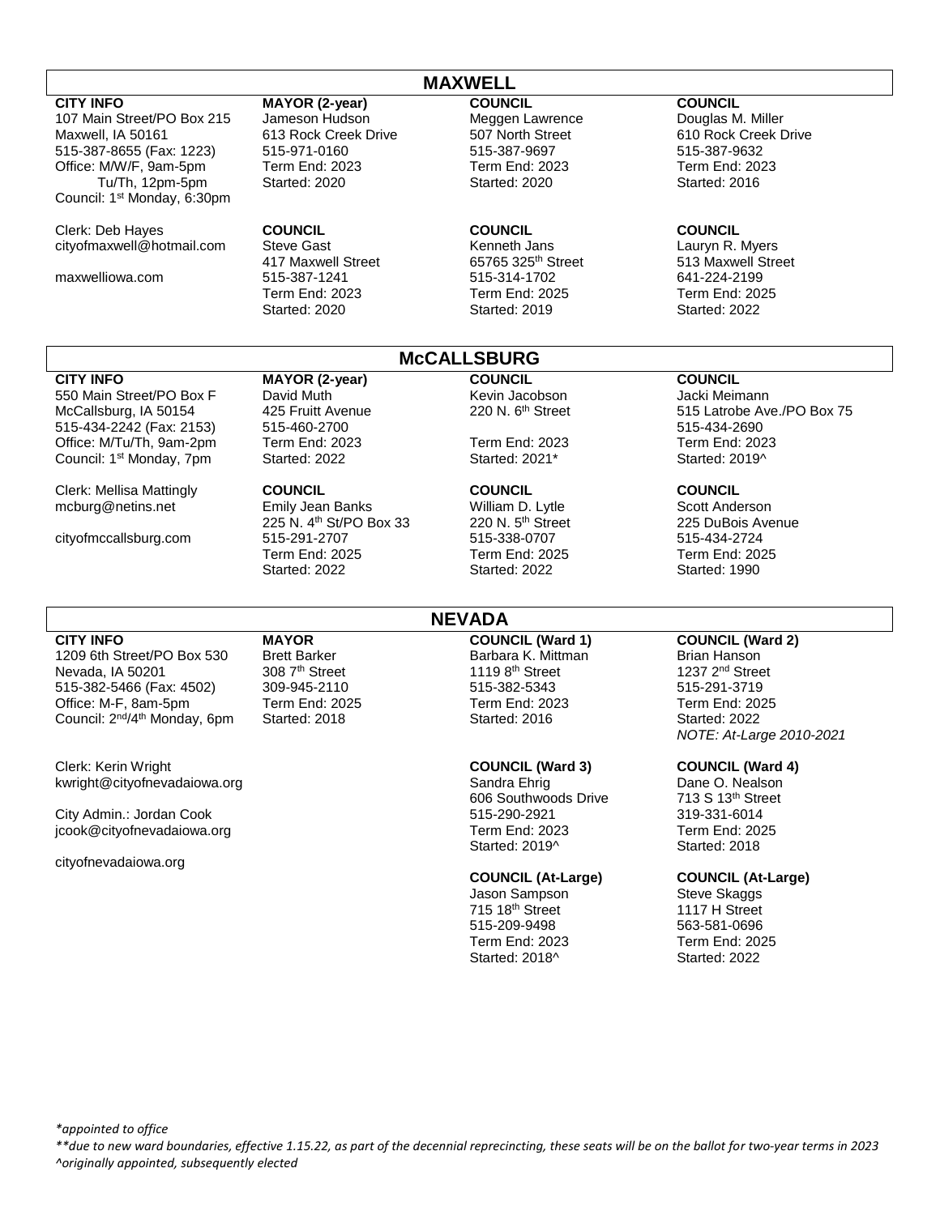## MAXWELL

**CITY INFO**
107 Main Street/PO Box 215
Maxwell, IA 50161
515-387-8655 (Fax: 1223)
Office: M/W/F, 9am-5pm
Tu/Th, 12pm-5pm
Council: 1st Monday, 6:30pm

Clerk: Deb Hayes
cityofmaxwell@hotmail.com

maxwelliowa.com

**MAYOR (2-year)**
Jameson Hudson
613 Rock Creek Drive
515-971-0160
Term End: 2023
Started: 2020

**COUNCIL**
Meggen Lawrence
507 North Street
515-387-9697
Term End: 2023
Started: 2020

**COUNCIL**
Douglas M. Miller
610 Rock Creek Drive
515-387-9632
Term End: 2023
Started: 2016

**COUNCIL**
Steve Gast
417 Maxwell Street
515-387-1241
Term End: 2023
Started: 2020

**COUNCIL**
Kenneth Jans
65765 325th Street
515-314-1702
Term End: 2025
Started: 2019

**COUNCIL**
Lauryn R. Myers
513 Maxwell Street
641-224-2199
Term End: 2025
Started: 2022

## McCALLSBURG

**CITY INFO**
550 Main Street/PO Box F
McCallsburg, IA 50154
515-434-2242 (Fax: 2153)
Office: M/Tu/Th, 9am-2pm
Council: 1st Monday, 7pm

Clerk: Mellisa Mattingly
mcburg@netins.net

cityofmccallsburg.com

**MAYOR (2-year)**
David Muth
425 Fruitt Avenue
515-460-2700
Term End: 2023
Started: 2022

**COUNCIL**
Kevin Jacobson
220 N. 6th Street

Term End: 2023
Started: 2021*

**COUNCIL**
Jacki Meimann
515 Latrobe Ave./PO Box 75
515-434-2690
Term End: 2023
Started: 2019^

**COUNCIL**
Emily Jean Banks
225 N. 4th St/PO Box 33
515-291-2707
Term End: 2025
Started: 2022

**COUNCIL**
William D. Lytle
220 N. 5th Street
515-338-0707
Term End: 2025
Started: 2022

**COUNCIL**
Scott Anderson
225 DuBois Avenue
515-434-2724
Term End: 2025
Started: 1990

## NEVADA

**CITY INFO**
1209 6th Street/PO Box 530
Nevada, IA 50201
515-382-5466 (Fax: 4502)
Office: M-F, 8am-5pm
Council: 2nd/4th Monday, 6pm

Clerk: Kerin Wright
kwright@cityofnevadaiowa.org

City Admin.: Jordan Cook
jcook@cityofnevadaiowa.org

cityofnevadaiowa.org

**MAYOR**
Brett Barker
308 7th Street
309-945-2110
Term End: 2025
Started: 2018

**COUNCIL (Ward 1)**
Barbara K. Mittman
1119 8th Street
515-382-5343
Term End: 2023
Started: 2016

**COUNCIL (Ward 2)**
Brian Hanson
1237 2nd Street
515-291-3719
Term End: 2025
Started: 2022
*NOTE: At-Large 2010-2021*

**COUNCIL (Ward 3)**
Sandra Ehrig
606 Southwoods Drive
515-290-2921
Term End: 2023
Started: 2019^

**COUNCIL (Ward 4)**
Dane O. Nealson
713 S 13th Street
319-331-6014
Term End: 2025
Started: 2018

**COUNCIL (At-Large)**
Jason Sampson
715 18th Street
515-209-9498
Term End: 2023
Started: 2018^

**COUNCIL (At-Large)**
Steve Skaggs
1117 H Street
563-581-0696
Term End: 2025
Started: 2022

*\*appointed to office*
*\*\*due to new ward boundaries, effective 1.15.22, as part of the decennial reprecincting, these seats will be on the ballot for two-year terms in 2023*
*^originally appointed, subsequently elected*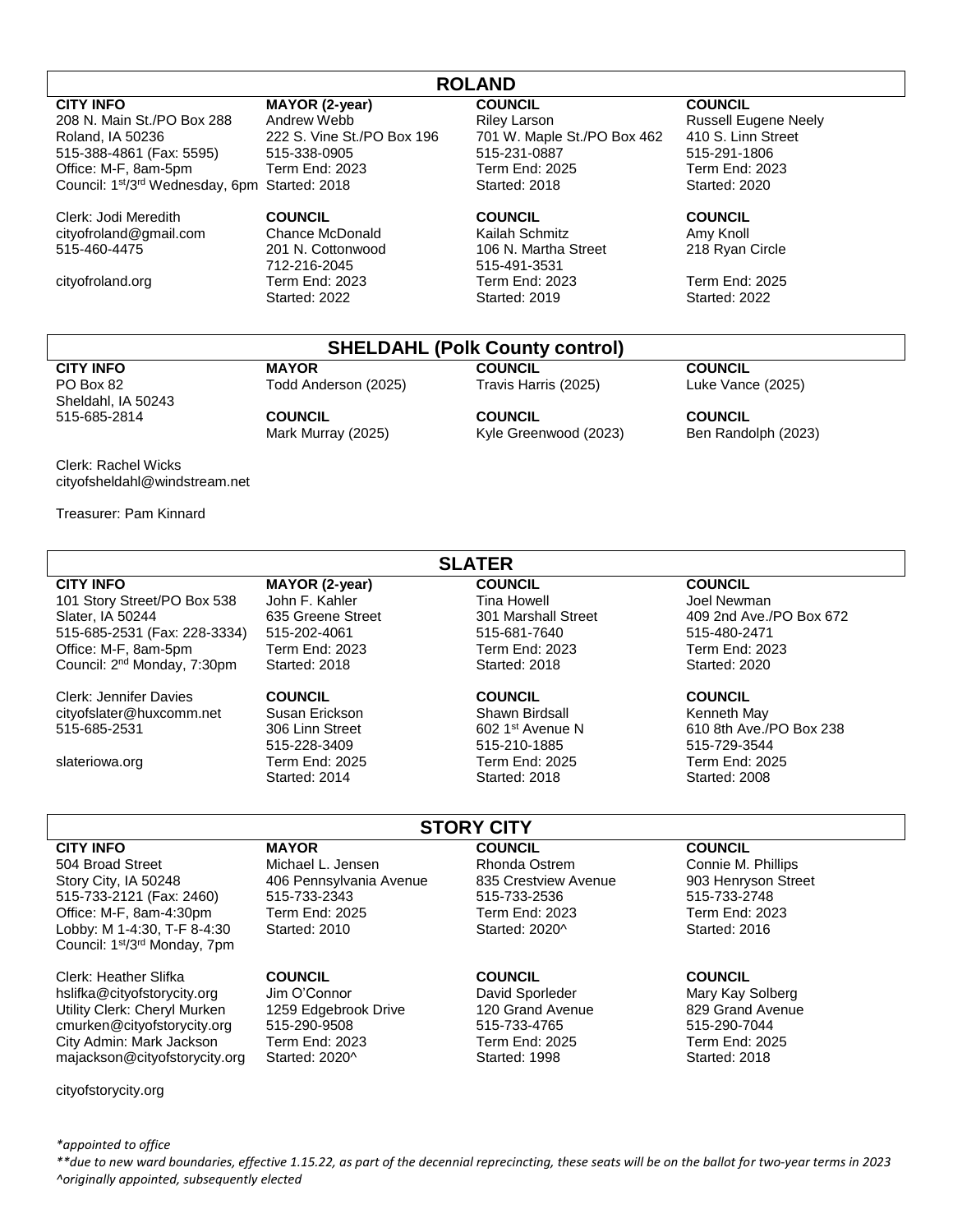## ROLAND

| CITY INFO | MAYOR (2-year) | COUNCIL | COUNCIL |
|---|---|---|---|
| 208 N. Main St./PO Box 288<br>Roland, IA 50236<br>515-388-4861 (Fax: 5595)<br>Office: M-F, 8am-5pm<br>Council: 1st/3rd Wednesday, 6pm | Andrew Webb<br>222 S. Vine St./PO Box 196<br>515-338-0905<br>Term End: 2023<br>Started: 2018 | Riley Larson<br>701 W. Maple St./PO Box 462<br>515-231-0887<br>Term End: 2025<br>Started: 2018 | Russell Eugene Neely<br>410 S. Linn Street<br>515-291-1806<br>Term End: 2023<br>Started: 2020 |
| Clerk: Jodi Meredith<br>cityofroland@gmail.com<br>515-460-4475<br><br>cityofroland.org | **COUNCIL**<br>Chance McDonald<br>201 N. Cottonwood<br>712-216-2045<br>Term End: 2023<br>Started: 2022 | **COUNCIL**<br>Kailah Schmitz<br>106 N. Martha Street<br>515-491-3531<br>Term End: 2023<br>Started: 2019 | **COUNCIL**<br>Amy Knoll<br>218 Ryan Circle<br><br>Term End: 2025<br>Started: 2022 |

## SHELDAHL (Polk County control)

| CITY INFO | MAYOR | COUNCIL | COUNCIL |
|---|---|---|---|
| PO Box 82<br>Sheldahl, IA 50243<br>515-685-2814 | Todd Anderson (2025) | Travis Harris (2025) | Luke Vance (2025) |
| | **COUNCIL**<br>Mark Murray (2025) | **COUNCIL**<br>Kyle Greenwood (2023) | **COUNCIL**<br>Ben Randolph (2023) |
| Clerk: Rachel Wicks<br>cityofsheldahl@windstream.net<br><br>Treasurer: Pam Kinnard | | | |

## SLATER

| CITY INFO | MAYOR (2-year) | COUNCIL | COUNCIL |
|---|---|---|---|
| 101 Story Street/PO Box 538<br>Slater, IA 50244<br>515-685-2531 (Fax: 228-3334)<br>Office: M-F, 8am-5pm<br>Council: 2nd Monday, 7:30pm | John F. Kahler<br>635 Greene Street<br>515-202-4061<br>Term End: 2023<br>Started: 2018 | Tina Howell<br>301 Marshall Street<br>515-681-7640<br>Term End: 2023<br>Started: 2018 | Joel Newman<br>409 2nd Ave./PO Box 672<br>515-480-2471<br>Term End: 2023<br>Started: 2020 |
| Clerk: Jennifer Davies<br>cityofslater@huxcomm.net<br>515-685-2531<br><br>slateriowa.org | **COUNCIL**<br>Susan Erickson<br>306 Linn Street<br>515-228-3409<br>Term End: 2025<br>Started: 2014 | **COUNCIL**<br>Shawn Birdsall<br>602 1st Avenue N<br>515-210-1885<br>Term End: 2025<br>Started: 2018 | **COUNCIL**<br>Kenneth May<br>610 8th Ave./PO Box 238<br>515-729-3544<br>Term End: 2025<br>Started: 2008 |

## STORY CITY

| CITY INFO | MAYOR | COUNCIL | COUNCIL |
|---|---|---|---|
| 504 Broad Street<br>Story City, IA 50248<br>515-733-2121 (Fax: 2460)<br>Office: M-F, 8am-4:30pm<br>Lobby: M 1-4:30, T-F 8-4:30<br>Council: 1st/3rd Monday, 7pm | Michael L. Jensen<br>406 Pennsylvania Avenue<br>515-733-2343<br>Term End: 2025<br>Started: 2010 | Rhonda Ostrem<br>835 Crestview Avenue<br>515-733-2536<br>Term End: 2023<br>Started: 2020^ | Connie M. Phillips<br>903 Henryson Street<br>515-733-2748<br>Term End: 2023<br>Started: 2016 |
| Clerk: Heather Slifka<br>hslifka@cityofstorycity.org<br>Utility Clerk: Cheryl Murken<br>cmurken@cityofstorycity.org<br>City Admin: Mark Jackson<br>majackson@cityofstorycity.org<br><br>cityofstorycity.org | **COUNCIL**<br>Jim O'Connor<br>1259 Edgebrook Drive<br>515-290-9508<br>Term End: 2023<br>Started: 2020^ | **COUNCIL**<br>David Sporleder<br>120 Grand Avenue<br>515-733-4765<br>Term End: 2025<br>Started: 1998 | **COUNCIL**<br>Mary Kay Solberg<br>829 Grand Avenue<br>515-290-7044<br>Term End: 2025<br>Started: 2018 |

*\*appointed to office*

*\*\*due to new ward boundaries, effective 1.15.22, as part of the decennial reprecincting, these seats will be on the ballot for two-year terms in 2023*

*^originally appointed, subsequently elected*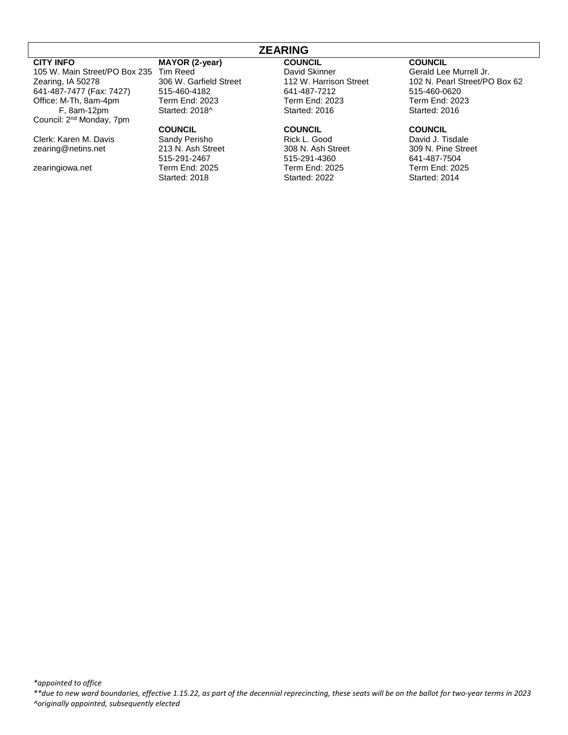## ZEARING

| CITY INFO | MAYOR (2-year) | COUNCIL | COUNCIL |
|---|---|---|---|
| 105 W. Main Street/PO Box 235 | Tim Reed | David Skinner | Gerald Lee Murrell Jr. |
| Zearing, IA 50278 | 306 W. Garfield Street | 112 W. Harrison Street | 102 N. Pearl Street/PO Box 62 |
| 641-487-7477 (Fax: 7427) | 515-460-4182 | 641-487-7212 | 515-460-0620 |
| Office: M-Th, 8am-4pm | Term End: 2023 | Term End: 2023 | Term End: 2023 |
| F, 8am-12pm | Started: 2018^ | Started: 2016 | Started: 2016 |
| Council: 2nd Monday, 7pm | | | |
| | **COUNCIL** | **COUNCIL** | **COUNCIL** |
| Clerk: Karen M. Davis | Sandy Perisho | Rick L. Good | David J. Tisdale |
| zearing@netins.net | 213 N. Ash Street | 308 N. Ash Street | 309 N. Pine Street |
| | 515-291-2467 | 515-291-4360 | 641-487-7504 |
| zearingiowa.net | Term End: 2025 | Term End: 2025 | Term End: 2025 |
| | Started: 2018 | Started: 2022 | Started: 2014 |

*\*appointed to office*
*\*\*due to new ward boundaries, effective 1.15.22, as part of the decennial reprecincting, these seats will be on the ballot for two-year terms in 2023*
*^originally appointed, subsequently elected*